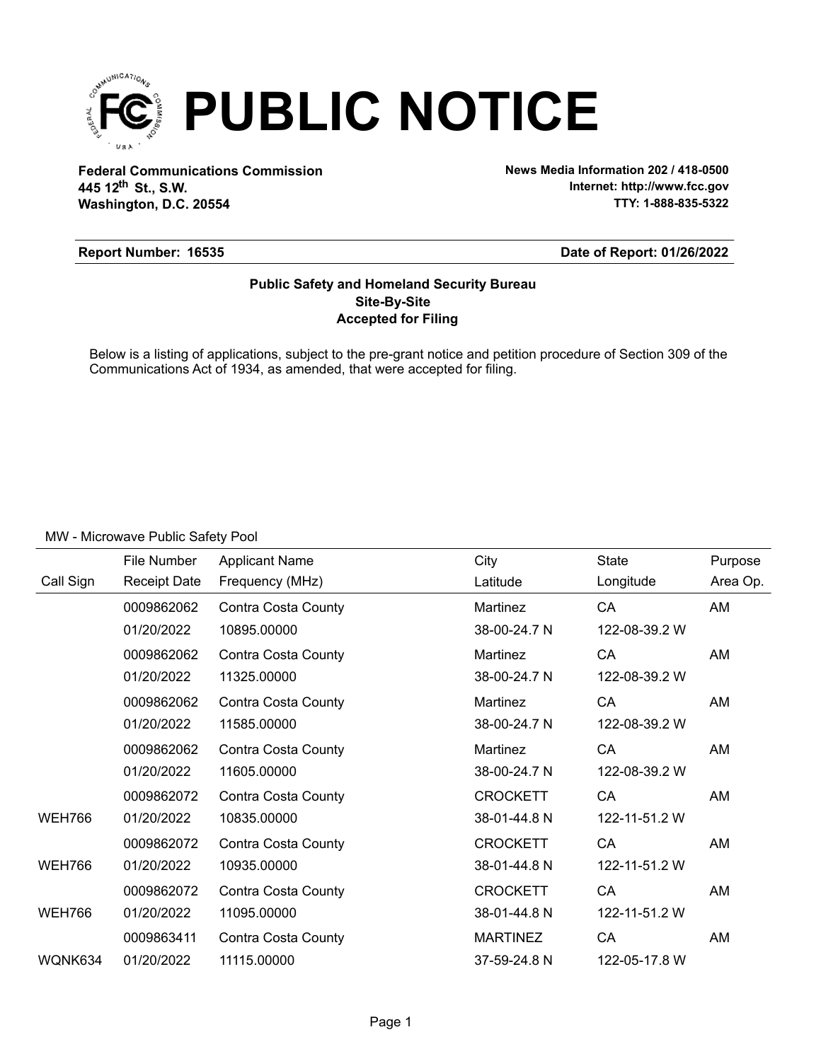# PUBLIC NOTICE

**Federal Communications Commission**
**445 12th St., S.W.**
**Washington, D.C. 20554**

**News Media Information 202 / 418-0500**
**Internet: http://www.fcc.gov**
**TTY: 1-888-835-5322**

**Report Number: 16535** | **Date of Report: 01/26/2022**

**Public Safety and Homeland Security Bureau**
**Site-By-Site**
**Accepted for Filing**

Below is a listing of applications, subject to the pre-grant notice and petition procedure of Section 309 of the Communications Act of 1934, as amended, that were accepted for filing.

MW - Microwave Public Safety Pool

| Call Sign | File Number / Receipt Date | Applicant Name / Frequency (MHz) | City / Latitude | State / Longitude | Purpose / Area Op. |
|---|---|---|---|---|---|
| | 0009862062 | Contra Costa County | Martinez | CA | AM |
| | 01/20/2022 | 10895.00000 | 38-00-24.7 N | 122-08-39.2 W | |
| | 0009862062 | Contra Costa County | Martinez | CA | AM |
| | 01/20/2022 | 11325.00000 | 38-00-24.7 N | 122-08-39.2 W | |
| | 0009862062 | Contra Costa County | Martinez | CA | AM |
| | 01/20/2022 | 11585.00000 | 38-00-24.7 N | 122-08-39.2 W | |
| | 0009862062 | Contra Costa County | Martinez | CA | AM |
| | 01/20/2022 | 11605.00000 | 38-00-24.7 N | 122-08-39.2 W | |
| | 0009862072 | Contra Costa County | CROCKETT | CA | AM |
| WEH766 | 01/20/2022 | 10835.00000 | 38-01-44.8 N | 122-11-51.2 W | |
| | 0009862072 | Contra Costa County | CROCKETT | CA | AM |
| WEH766 | 01/20/2022 | 10935.00000 | 38-01-44.8 N | 122-11-51.2 W | |
| | 0009862072 | Contra Costa County | CROCKETT | CA | AM |
| WEH766 | 01/20/2022 | 11095.00000 | 38-01-44.8 N | 122-11-51.2 W | |
| | 0009863411 | Contra Costa County | MARTINEZ | CA | AM |
| WQNK634 | 01/20/2022 | 11115.00000 | 37-59-24.8 N | 122-05-17.8 W | |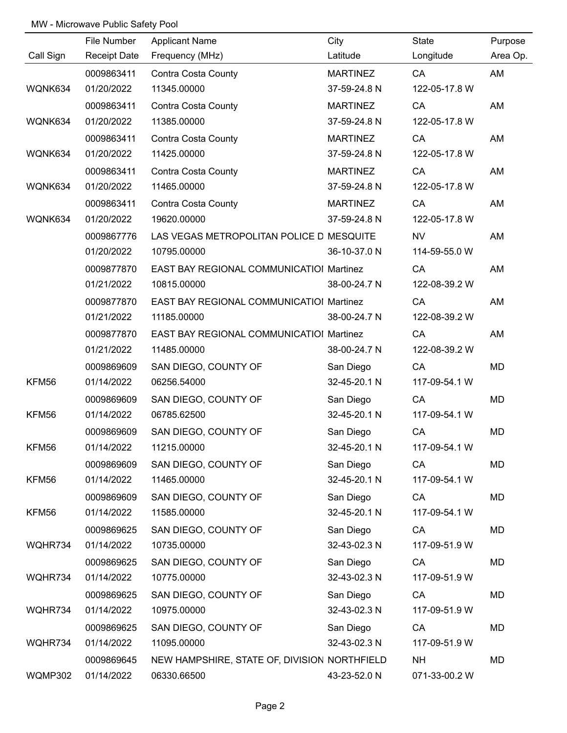MW - Microwave Public Safety Pool

| Call Sign | File Number / Receipt Date | Applicant Name / Frequency (MHz) | City / Latitude | State / Longitude | Purpose / Area Op. |
|---|---|---|---|---|---|
| | 0009863411 | Contra Costa County | MARTINEZ | CA | AM |
| WQNK634 | 01/20/2022 | 11345.00000 | 37-59-24.8 N | 122-05-17.8 W | |
| | 0009863411 | Contra Costa County | MARTINEZ | CA | AM |
| WQNK634 | 01/20/2022 | 11385.00000 | 37-59-24.8 N | 122-05-17.8 W | |
| | 0009863411 | Contra Costa County | MARTINEZ | CA | AM |
| WQNK634 | 01/20/2022 | 11425.00000 | 37-59-24.8 N | 122-05-17.8 W | |
| | 0009863411 | Contra Costa County | MARTINEZ | CA | AM |
| WQNK634 | 01/20/2022 | 11465.00000 | 37-59-24.8 N | 122-05-17.8 W | |
| | 0009863411 | Contra Costa County | MARTINEZ | CA | AM |
| WQNK634 | 01/20/2022 | 19620.00000 | 37-59-24.8 N | 122-05-17.8 W | |
| | 0009867776 | LAS VEGAS METROPOLITAN POLICE D | MESQUITE | NV | AM |
| | 01/20/2022 | 10795.00000 | 36-10-37.0 N | 114-59-55.0 W | |
| | 0009877870 | EAST BAY REGIONAL COMMUNICATIOI | Martinez | CA | AM |
| | 01/21/2022 | 10815.00000 | 38-00-24.7 N | 122-08-39.2 W | |
| | 0009877870 | EAST BAY REGIONAL COMMUNICATIOI | Martinez | CA | AM |
| | 01/21/2022 | 11185.00000 | 38-00-24.7 N | 122-08-39.2 W | |
| | 0009877870 | EAST BAY REGIONAL COMMUNICATIOI | Martinez | CA | AM |
| | 01/21/2022 | 11485.00000 | 38-00-24.7 N | 122-08-39.2 W | |
| | 0009869609 | SAN DIEGO, COUNTY OF | San Diego | CA | MD |
| KFM56 | 01/14/2022 | 06256.54000 | 32-45-20.1 N | 117-09-54.1 W | |
| | 0009869609 | SAN DIEGO, COUNTY OF | San Diego | CA | MD |
| KFM56 | 01/14/2022 | 06785.62500 | 32-45-20.1 N | 117-09-54.1 W | |
| | 0009869609 | SAN DIEGO, COUNTY OF | San Diego | CA | MD |
| KFM56 | 01/14/2022 | 11215.00000 | 32-45-20.1 N | 117-09-54.1 W | |
| | 0009869609 | SAN DIEGO, COUNTY OF | San Diego | CA | MD |
| KFM56 | 01/14/2022 | 11465.00000 | 32-45-20.1 N | 117-09-54.1 W | |
| | 0009869609 | SAN DIEGO, COUNTY OF | San Diego | CA | MD |
| KFM56 | 01/14/2022 | 11585.00000 | 32-45-20.1 N | 117-09-54.1 W | |
| | 0009869625 | SAN DIEGO, COUNTY OF | San Diego | CA | MD |
| WQHR734 | 01/14/2022 | 10735.00000 | 32-43-02.3 N | 117-09-51.9 W | |
| | 0009869625 | SAN DIEGO, COUNTY OF | San Diego | CA | MD |
| WQHR734 | 01/14/2022 | 10775.00000 | 32-43-02.3 N | 117-09-51.9 W | |
| | 0009869625 | SAN DIEGO, COUNTY OF | San Diego | CA | MD |
| WQHR734 | 01/14/2022 | 10975.00000 | 32-43-02.3 N | 117-09-51.9 W | |
| | 0009869625 | SAN DIEGO, COUNTY OF | San Diego | CA | MD |
| WQHR734 | 01/14/2022 | 11095.00000 | 32-43-02.3 N | 117-09-51.9 W | |
| | 0009869645 | NEW HAMPSHIRE, STATE OF, DIVISION | NORTHFIELD | NH | MD |
| WQMP302 | 01/14/2022 | 06330.66500 | 43-23-52.0 N | 071-33-00.2 W | |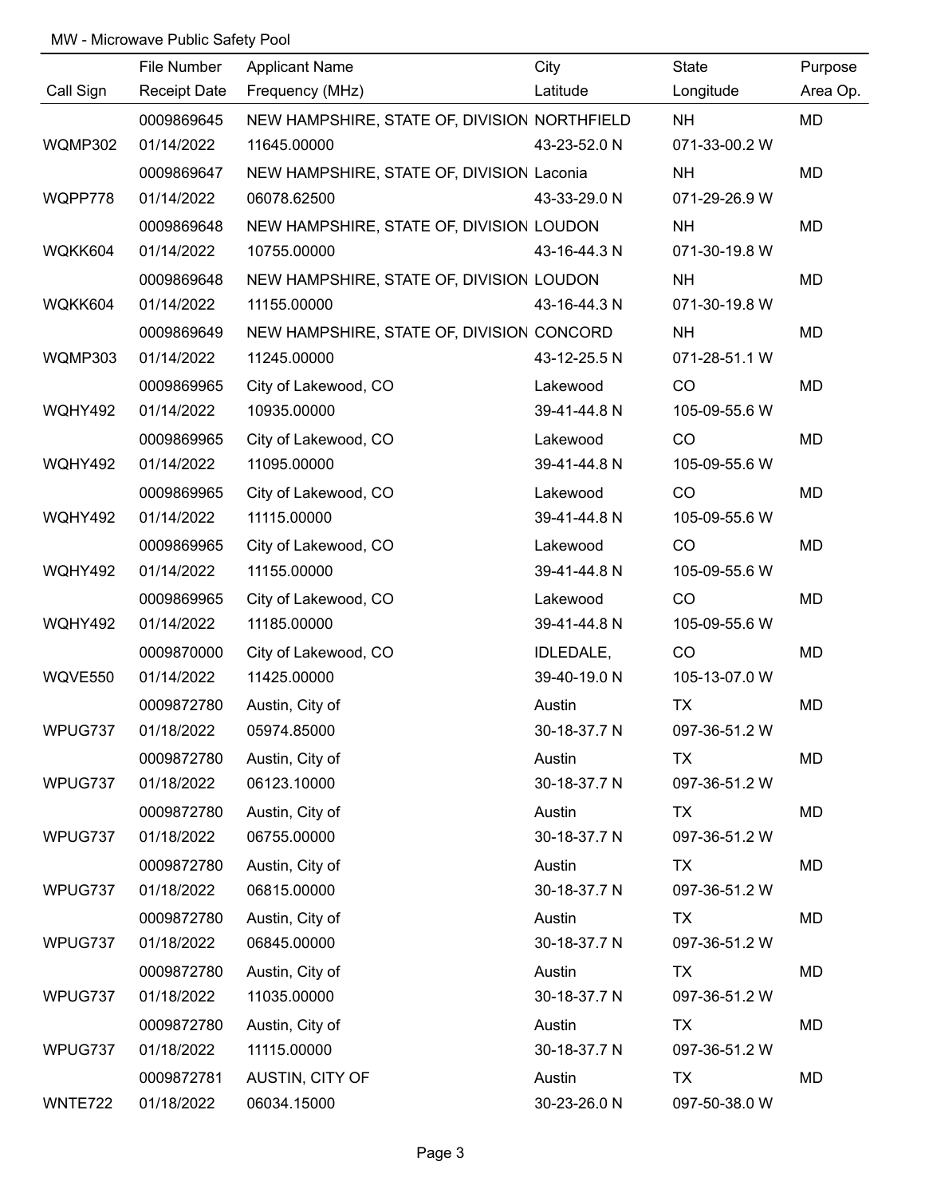MW - Microwave Public Safety Pool

| Call Sign | File Number<br>Receipt Date | Applicant Name<br>Frequency (MHz) | City<br>Latitude | State<br>Longitude | Purpose<br>Area Op. |
|---|---|---|---|---|---|
| WQMP302 | 0009869645<br>01/14/2022 | NEW HAMPSHIRE, STATE OF, DIVISION<br>11645.00000 | NORTHFIELD<br>43-23-52.0 N | NH<br>071-33-00.2 W | MD |
| WQPP778 | 0009869647<br>01/14/2022 | NEW HAMPSHIRE, STATE OF, DIVISION<br>06078.62500 | Laconia<br>43-33-29.0 N | NH<br>071-29-26.9 W | MD |
| WQKK604 | 0009869648<br>01/14/2022 | NEW HAMPSHIRE, STATE OF, DIVISION<br>10755.00000 | LOUDON<br>43-16-44.3 N | NH<br>071-30-19.8 W | MD |
| WQKK604 | 0009869648<br>01/14/2022 | NEW HAMPSHIRE, STATE OF, DIVISION<br>11155.00000 | LOUDON<br>43-16-44.3 N | NH<br>071-30-19.8 W | MD |
| WQMP303 | 0009869649<br>01/14/2022 | NEW HAMPSHIRE, STATE OF, DIVISION<br>11245.00000 | CONCORD<br>43-12-25.5 N | NH<br>071-28-51.1 W | MD |
| WQHY492 | 0009869965<br>01/14/2022 | City of Lakewood, CO<br>10935.00000 | Lakewood<br>39-41-44.8 N | CO<br>105-09-55.6 W | MD |
| WQHY492 | 0009869965<br>01/14/2022 | City of Lakewood, CO<br>11095.00000 | Lakewood<br>39-41-44.8 N | CO<br>105-09-55.6 W | MD |
| WQHY492 | 0009869965<br>01/14/2022 | City of Lakewood, CO<br>11115.00000 | Lakewood<br>39-41-44.8 N | CO<br>105-09-55.6 W | MD |
| WQHY492 | 0009869965<br>01/14/2022 | City of Lakewood, CO<br>11155.00000 | Lakewood<br>39-41-44.8 N | CO<br>105-09-55.6 W | MD |
| WQHY492 | 0009869965<br>01/14/2022 | City of Lakewood, CO<br>11185.00000 | Lakewood<br>39-41-44.8 N | CO<br>105-09-55.6 W | MD |
| WQVE550 | 0009870000<br>01/14/2022 | City of Lakewood, CO<br>11425.00000 | IDLEDALE,<br>39-40-19.0 N | CO<br>105-13-07.0 W | MD |
| WPUG737 | 0009872780<br>01/18/2022 | Austin, City of<br>05974.85000 | Austin<br>30-18-37.7 N | TX<br>097-36-51.2 W | MD |
| WPUG737 | 0009872780<br>01/18/2022 | Austin, City of<br>06123.10000 | Austin<br>30-18-37.7 N | TX<br>097-36-51.2 W | MD |
| WPUG737 | 0009872780<br>01/18/2022 | Austin, City of<br>06755.00000 | Austin<br>30-18-37.7 N | TX<br>097-36-51.2 W | MD |
| WPUG737 | 0009872780<br>01/18/2022 | Austin, City of<br>06815.00000 | Austin<br>30-18-37.7 N | TX<br>097-36-51.2 W | MD |
| WPUG737 | 0009872780<br>01/18/2022 | Austin, City of<br>06845.00000 | Austin<br>30-18-37.7 N | TX<br>097-36-51.2 W | MD |
| WPUG737 | 0009872780<br>01/18/2022 | Austin, City of<br>11035.00000 | Austin<br>30-18-37.7 N | TX<br>097-36-51.2 W | MD |
| WPUG737 | 0009872780<br>01/18/2022 | Austin, City of<br>11115.00000 | Austin<br>30-18-37.7 N | TX<br>097-36-51.2 W | MD |
| WNTE722 | 0009872781<br>01/18/2022 | AUSTIN, CITY OF<br>06034.15000 | Austin<br>30-23-26.0 N | TX<br>097-50-38.0 W | MD |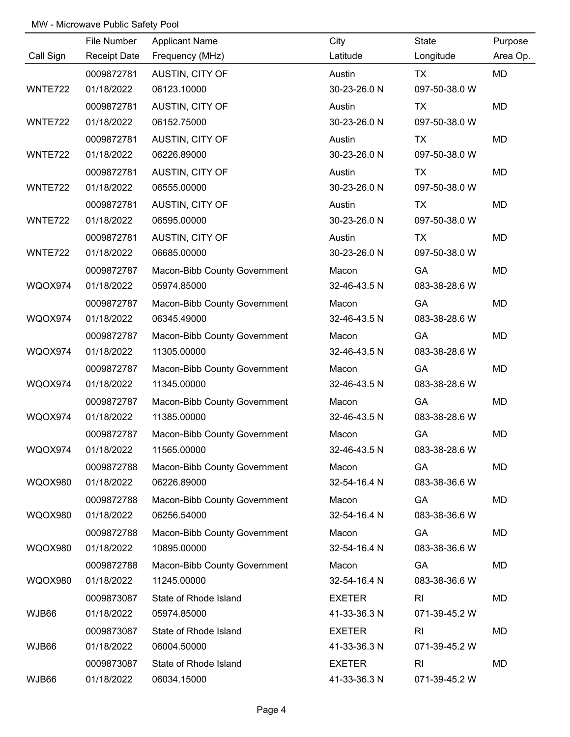MW - Microwave Public Safety Pool

| Call Sign | File Number / Receipt Date | Applicant Name / Frequency (MHz) | City / Latitude | State / Longitude | Purpose / Area Op. |
|---|---|---|---|---|---|
| | 0009872781 | AUSTIN, CITY OF | Austin | TX | MD |
| WNTE722 | 01/18/2022 | 06123.10000 | 30-23-26.0 N | 097-50-38.0 W | |
| | 0009872781 | AUSTIN, CITY OF | Austin | TX | MD |
| WNTE722 | 01/18/2022 | 06152.75000 | 30-23-26.0 N | 097-50-38.0 W | |
| | 0009872781 | AUSTIN, CITY OF | Austin | TX | MD |
| WNTE722 | 01/18/2022 | 06226.89000 | 30-23-26.0 N | 097-50-38.0 W | |
| | 0009872781 | AUSTIN, CITY OF | Austin | TX | MD |
| WNTE722 | 01/18/2022 | 06555.00000 | 30-23-26.0 N | 097-50-38.0 W | |
| | 0009872781 | AUSTIN, CITY OF | Austin | TX | MD |
| WNTE722 | 01/18/2022 | 06595.00000 | 30-23-26.0 N | 097-50-38.0 W | |
| | 0009872781 | AUSTIN, CITY OF | Austin | TX | MD |
| WNTE722 | 01/18/2022 | 06685.00000 | 30-23-26.0 N | 097-50-38.0 W | |
| | 0009872787 | Macon-Bibb County Government | Macon | GA | MD |
| WQOX974 | 01/18/2022 | 05974.85000 | 32-46-43.5 N | 083-38-28.6 W | |
| | 0009872787 | Macon-Bibb County Government | Macon | GA | MD |
| WQOX974 | 01/18/2022 | 06345.49000 | 32-46-43.5 N | 083-38-28.6 W | |
| | 0009872787 | Macon-Bibb County Government | Macon | GA | MD |
| WQOX974 | 01/18/2022 | 11305.00000 | 32-46-43.5 N | 083-38-28.6 W | |
| | 0009872787 | Macon-Bibb County Government | Macon | GA | MD |
| WQOX974 | 01/18/2022 | 11345.00000 | 32-46-43.5 N | 083-38-28.6 W | |
| | 0009872787 | Macon-Bibb County Government | Macon | GA | MD |
| WQOX974 | 01/18/2022 | 11385.00000 | 32-46-43.5 N | 083-38-28.6 W | |
| | 0009872787 | Macon-Bibb County Government | Macon | GA | MD |
| WQOX974 | 01/18/2022 | 11565.00000 | 32-46-43.5 N | 083-38-28.6 W | |
| | 0009872788 | Macon-Bibb County Government | Macon | GA | MD |
| WQOX980 | 01/18/2022 | 06226.89000 | 32-54-16.4 N | 083-38-36.6 W | |
| | 0009872788 | Macon-Bibb County Government | Macon | GA | MD |
| WQOX980 | 01/18/2022 | 06256.54000 | 32-54-16.4 N | 083-38-36.6 W | |
| | 0009872788 | Macon-Bibb County Government | Macon | GA | MD |
| WQOX980 | 01/18/2022 | 10895.00000 | 32-54-16.4 N | 083-38-36.6 W | |
| | 0009872788 | Macon-Bibb County Government | Macon | GA | MD |
| WQOX980 | 01/18/2022 | 11245.00000 | 32-54-16.4 N | 083-38-36.6 W | |
| | 0009873087 | State of Rhode Island | EXETER | RI | MD |
| WJB66 | 01/18/2022 | 05974.85000 | 41-33-36.3 N | 071-39-45.2 W | |
| | 0009873087 | State of Rhode Island | EXETER | RI | MD |
| WJB66 | 01/18/2022 | 06004.50000 | 41-33-36.3 N | 071-39-45.2 W | |
| | 0009873087 | State of Rhode Island | EXETER | RI | MD |
| WJB66 | 01/18/2022 | 06034.15000 | 41-33-36.3 N | 071-39-45.2 W | |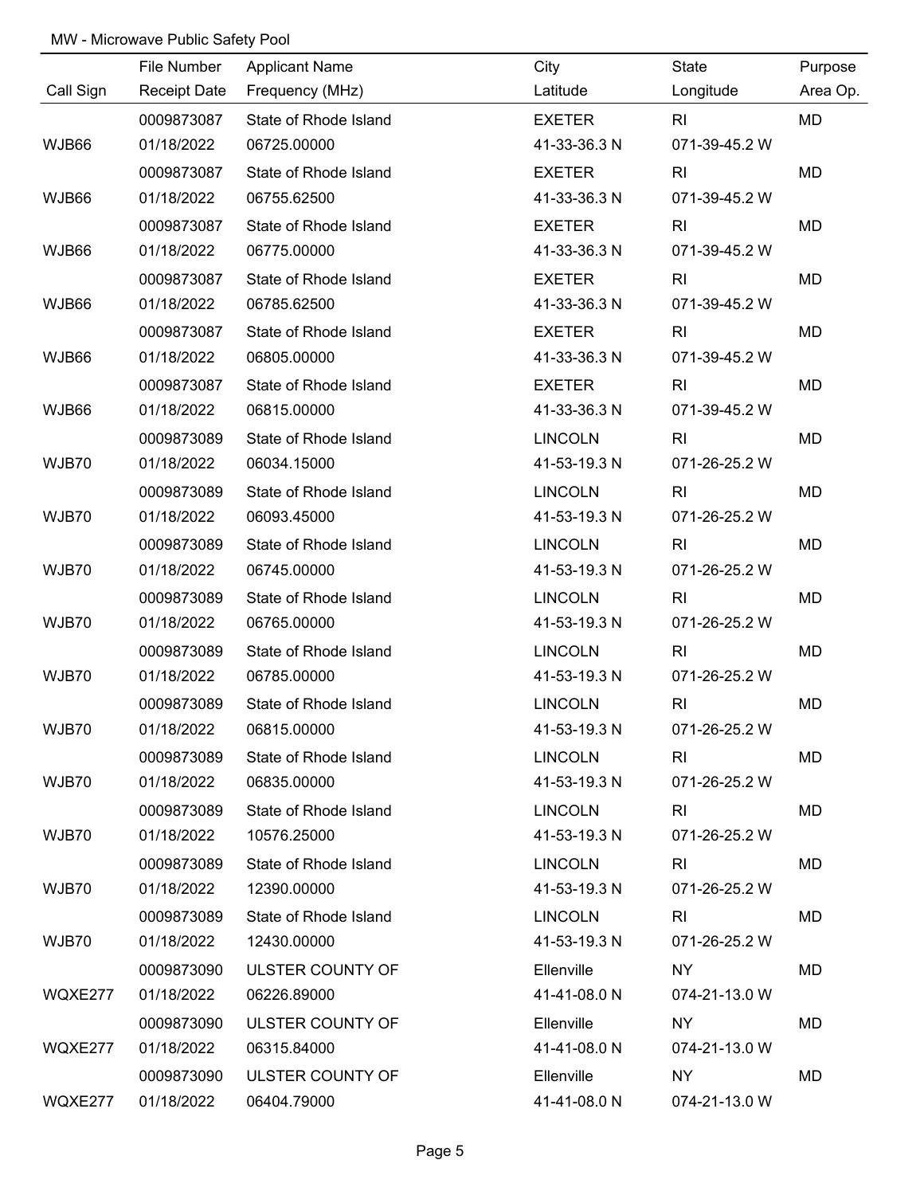MW - Microwave Public Safety Pool

| Call Sign | File Number / Receipt Date | Applicant Name / Frequency (MHz) | City / Latitude | State / Longitude | Purpose / Area Op. |
|---|---|---|---|---|---|
| | 0009873087 | State of Rhode Island | EXETER | RI | MD |
| WJB66 | 01/18/2022 | 06725.00000 | 41-33-36.3 N | 071-39-45.2 W | |
| | 0009873087 | State of Rhode Island | EXETER | RI | MD |
| WJB66 | 01/18/2022 | 06755.62500 | 41-33-36.3 N | 071-39-45.2 W | |
| | 0009873087 | State of Rhode Island | EXETER | RI | MD |
| WJB66 | 01/18/2022 | 06775.00000 | 41-33-36.3 N | 071-39-45.2 W | |
| | 0009873087 | State of Rhode Island | EXETER | RI | MD |
| WJB66 | 01/18/2022 | 06785.62500 | 41-33-36.3 N | 071-39-45.2 W | |
| | 0009873087 | State of Rhode Island | EXETER | RI | MD |
| WJB66 | 01/18/2022 | 06805.00000 | 41-33-36.3 N | 071-39-45.2 W | |
| | 0009873087 | State of Rhode Island | EXETER | RI | MD |
| WJB66 | 01/18/2022 | 06815.00000 | 41-33-36.3 N | 071-39-45.2 W | |
| | 0009873089 | State of Rhode Island | LINCOLN | RI | MD |
| WJB70 | 01/18/2022 | 06034.15000 | 41-53-19.3 N | 071-26-25.2 W | |
| | 0009873089 | State of Rhode Island | LINCOLN | RI | MD |
| WJB70 | 01/18/2022 | 06093.45000 | 41-53-19.3 N | 071-26-25.2 W | |
| | 0009873089 | State of Rhode Island | LINCOLN | RI | MD |
| WJB70 | 01/18/2022 | 06745.00000 | 41-53-19.3 N | 071-26-25.2 W | |
| | 0009873089 | State of Rhode Island | LINCOLN | RI | MD |
| WJB70 | 01/18/2022 | 06765.00000 | 41-53-19.3 N | 071-26-25.2 W | |
| | 0009873089 | State of Rhode Island | LINCOLN | RI | MD |
| WJB70 | 01/18/2022 | 06785.00000 | 41-53-19.3 N | 071-26-25.2 W | |
| | 0009873089 | State of Rhode Island | LINCOLN | RI | MD |
| WJB70 | 01/18/2022 | 06815.00000 | 41-53-19.3 N | 071-26-25.2 W | |
| | 0009873089 | State of Rhode Island | LINCOLN | RI | MD |
| WJB70 | 01/18/2022 | 06835.00000 | 41-53-19.3 N | 071-26-25.2 W | |
| | 0009873089 | State of Rhode Island | LINCOLN | RI | MD |
| WJB70 | 01/18/2022 | 10576.25000 | 41-53-19.3 N | 071-26-25.2 W | |
| | 0009873089 | State of Rhode Island | LINCOLN | RI | MD |
| WJB70 | 01/18/2022 | 12390.00000 | 41-53-19.3 N | 071-26-25.2 W | |
| | 0009873089 | State of Rhode Island | LINCOLN | RI | MD |
| WJB70 | 01/18/2022 | 12430.00000 | 41-53-19.3 N | 071-26-25.2 W | |
| | 0009873090 | ULSTER COUNTY OF | Ellenville | NY | MD |
| WQXE277 | 01/18/2022 | 06226.89000 | 41-41-08.0 N | 074-21-13.0 W | |
| | 0009873090 | ULSTER COUNTY OF | Ellenville | NY | MD |
| WQXE277 | 01/18/2022 | 06315.84000 | 41-41-08.0 N | 074-21-13.0 W | |
| | 0009873090 | ULSTER COUNTY OF | Ellenville | NY | MD |
| WQXE277 | 01/18/2022 | 06404.79000 | 41-41-08.0 N | 074-21-13.0 W | |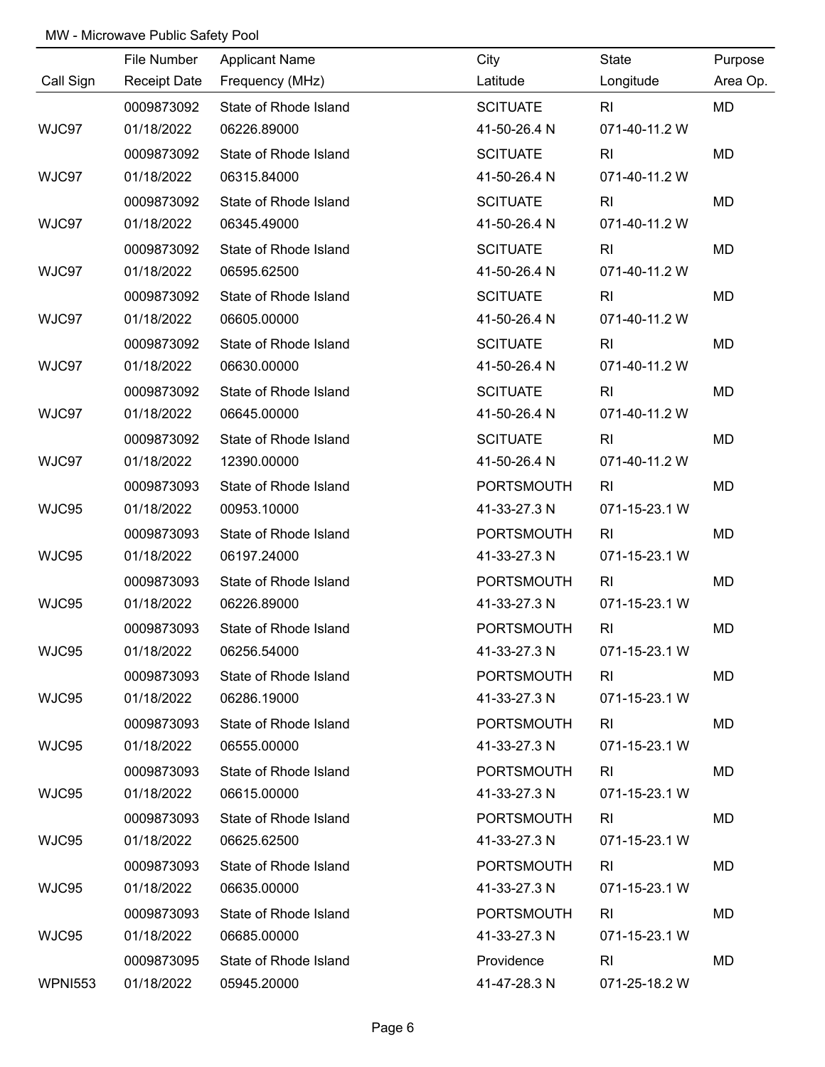MW - Microwave Public Safety Pool

| Call Sign | File Number<br>Receipt Date | Applicant Name<br>Frequency (MHz) | City<br>Latitude | State<br>Longitude | Purpose<br>Area Op. |
|---|---|---|---|---|---|
| WJC97 | 0009873092<br>01/18/2022 | State of Rhode Island<br>06226.89000 | SCITUATE<br>41-50-26.4 N | RI<br>071-40-11.2 W | MD |
| WJC97 | 0009873092<br>01/18/2022 | State of Rhode Island<br>06315.84000 | SCITUATE<br>41-50-26.4 N | RI<br>071-40-11.2 W | MD |
| WJC97 | 0009873092<br>01/18/2022 | State of Rhode Island<br>06345.49000 | SCITUATE<br>41-50-26.4 N | RI<br>071-40-11.2 W | MD |
| WJC97 | 0009873092<br>01/18/2022 | State of Rhode Island<br>06595.62500 | SCITUATE<br>41-50-26.4 N | RI<br>071-40-11.2 W | MD |
| WJC97 | 0009873092<br>01/18/2022 | State of Rhode Island<br>06605.00000 | SCITUATE<br>41-50-26.4 N | RI<br>071-40-11.2 W | MD |
| WJC97 | 0009873092<br>01/18/2022 | State of Rhode Island<br>06630.00000 | SCITUATE<br>41-50-26.4 N | RI<br>071-40-11.2 W | MD |
| WJC97 | 0009873092<br>01/18/2022 | State of Rhode Island<br>06645.00000 | SCITUATE<br>41-50-26.4 N | RI<br>071-40-11.2 W | MD |
| WJC97 | 0009873092<br>01/18/2022 | State of Rhode Island<br>12390.00000 | SCITUATE<br>41-50-26.4 N | RI<br>071-40-11.2 W | MD |
| WJC95 | 0009873093<br>01/18/2022 | State of Rhode Island<br>00953.10000 | PORTSMOUTH<br>41-33-27.3 N | RI<br>071-15-23.1 W | MD |
| WJC95 | 0009873093<br>01/18/2022 | State of Rhode Island<br>06197.24000 | PORTSMOUTH<br>41-33-27.3 N | RI<br>071-15-23.1 W | MD |
| WJC95 | 0009873093<br>01/18/2022 | State of Rhode Island<br>06226.89000 | PORTSMOUTH<br>41-33-27.3 N | RI<br>071-15-23.1 W | MD |
| WJC95 | 0009873093<br>01/18/2022 | State of Rhode Island<br>06256.54000 | PORTSMOUTH<br>41-33-27.3 N | RI<br>071-15-23.1 W | MD |
| WJC95 | 0009873093<br>01/18/2022 | State of Rhode Island<br>06286.19000 | PORTSMOUTH<br>41-33-27.3 N | RI<br>071-15-23.1 W | MD |
| WJC95 | 0009873093<br>01/18/2022 | State of Rhode Island<br>06555.00000 | PORTSMOUTH<br>41-33-27.3 N | RI<br>071-15-23.1 W | MD |
| WJC95 | 0009873093<br>01/18/2022 | State of Rhode Island<br>06615.00000 | PORTSMOUTH<br>41-33-27.3 N | RI<br>071-15-23.1 W | MD |
| WJC95 | 0009873093<br>01/18/2022 | State of Rhode Island<br>06625.62500 | PORTSMOUTH<br>41-33-27.3 N | RI<br>071-15-23.1 W | MD |
| WJC95 | 0009873093<br>01/18/2022 | State of Rhode Island<br>06635.00000 | PORTSMOUTH<br>41-33-27.3 N | RI<br>071-15-23.1 W | MD |
| WJC95 | 0009873093<br>01/18/2022 | State of Rhode Island<br>06685.00000 | PORTSMOUTH<br>41-33-27.3 N | RI<br>071-15-23.1 W | MD |
| WPNI553 | 0009873095<br>01/18/2022 | State of Rhode Island<br>05945.20000 | Providence<br>41-47-28.3 N | RI<br>071-25-18.2 W | MD |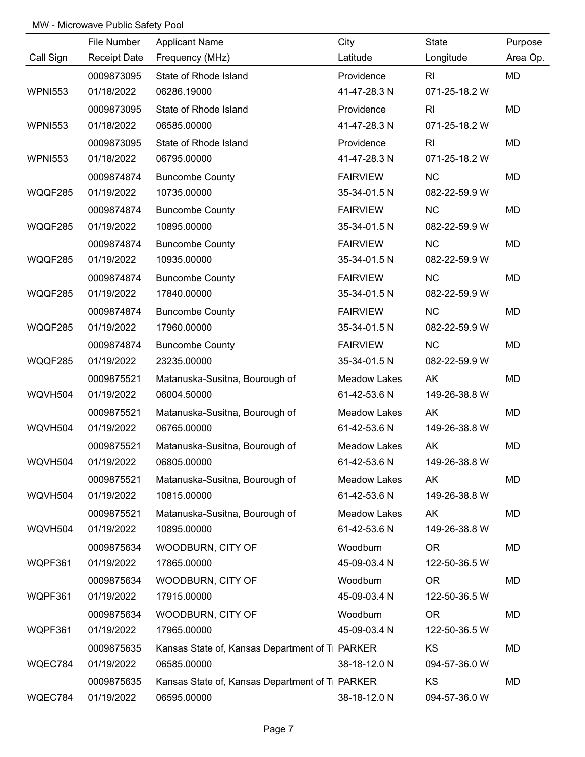MW - Microwave Public Safety Pool

| Call Sign | File Number<br>Receipt Date | Applicant Name<br>Frequency (MHz) | City<br>Latitude | State<br>Longitude | Purpose<br>Area Op. |
|---|---|---|---|---|---|
| WPNI553 | 0009873095<br>01/18/2022 | State of Rhode Island<br>06286.19000 | Providence<br>41-47-28.3 N | RI<br>071-25-18.2 W | MD |
| WPNI553 | 0009873095<br>01/18/2022 | State of Rhode Island<br>06585.00000 | Providence<br>41-47-28.3 N | RI<br>071-25-18.2 W | MD |
| WPNI553 | 0009873095<br>01/18/2022 | State of Rhode Island<br>06795.00000 | Providence<br>41-47-28.3 N | RI<br>071-25-18.2 W | MD |
| WQQF285 | 0009874874<br>01/19/2022 | Buncombe County<br>10735.00000 | FAIRVIEW<br>35-34-01.5 N | NC<br>082-22-59.9 W | MD |
| WQQF285 | 0009874874<br>01/19/2022 | Buncombe County<br>10895.00000 | FAIRVIEW<br>35-34-01.5 N | NC<br>082-22-59.9 W | MD |
| WQQF285 | 0009874874<br>01/19/2022 | Buncombe County<br>10935.00000 | FAIRVIEW<br>35-34-01.5 N | NC<br>082-22-59.9 W | MD |
| WQQF285 | 0009874874<br>01/19/2022 | Buncombe County<br>17840.00000 | FAIRVIEW<br>35-34-01.5 N | NC<br>082-22-59.9 W | MD |
| WQQF285 | 0009874874<br>01/19/2022 | Buncombe County<br>17960.00000 | FAIRVIEW<br>35-34-01.5 N | NC<br>082-22-59.9 W | MD |
| WQQF285 | 0009874874<br>01/19/2022 | Buncombe County<br>23235.00000 | FAIRVIEW<br>35-34-01.5 N | NC<br>082-22-59.9 W | MD |
| WQVH504 | 0009875521<br>01/19/2022 | Matanuska-Susitna, Bourough of<br>06004.50000 | Meadow Lakes<br>61-42-53.6 N | AK<br>149-26-38.8 W | MD |
| WQVH504 | 0009875521<br>01/19/2022 | Matanuska-Susitna, Bourough of<br>06765.00000 | Meadow Lakes<br>61-42-53.6 N | AK<br>149-26-38.8 W | MD |
| WQVH504 | 0009875521<br>01/19/2022 | Matanuska-Susitna, Bourough of<br>06805.00000 | Meadow Lakes<br>61-42-53.6 N | AK<br>149-26-38.8 W | MD |
| WQVH504 | 0009875521<br>01/19/2022 | Matanuska-Susitna, Bourough of<br>10815.00000 | Meadow Lakes<br>61-42-53.6 N | AK<br>149-26-38.8 W | MD |
| WQVH504 | 0009875521<br>01/19/2022 | Matanuska-Susitna, Bourough of<br>10895.00000 | Meadow Lakes<br>61-42-53.6 N | AK<br>149-26-38.8 W | MD |
| WQPF361 | 0009875634<br>01/19/2022 | WOODBURN, CITY OF<br>17865.00000 | Woodburn<br>45-09-03.4 N | OR<br>122-50-36.5 W | MD |
| WQPF361 | 0009875634<br>01/19/2022 | WOODBURN, CITY OF<br>17915.00000 | Woodburn<br>45-09-03.4 N | OR<br>122-50-36.5 W | MD |
| WQPF361 | 0009875634<br>01/19/2022 | WOODBURN, CITY OF<br>17965.00000 | Woodburn<br>45-09-03.4 N | OR<br>122-50-36.5 W | MD |
| WQEC784 | 0009875635<br>01/19/2022 | Kansas State of, Kansas Department of Tı<br>06585.00000 | PARKER<br>38-18-12.0 N | KS<br>094-57-36.0 W | MD |
| WQEC784 | 0009875635<br>01/19/2022 | Kansas State of, Kansas Department of Tı<br>06595.00000 | PARKER<br>38-18-12.0 N | KS<br>094-57-36.0 W | MD |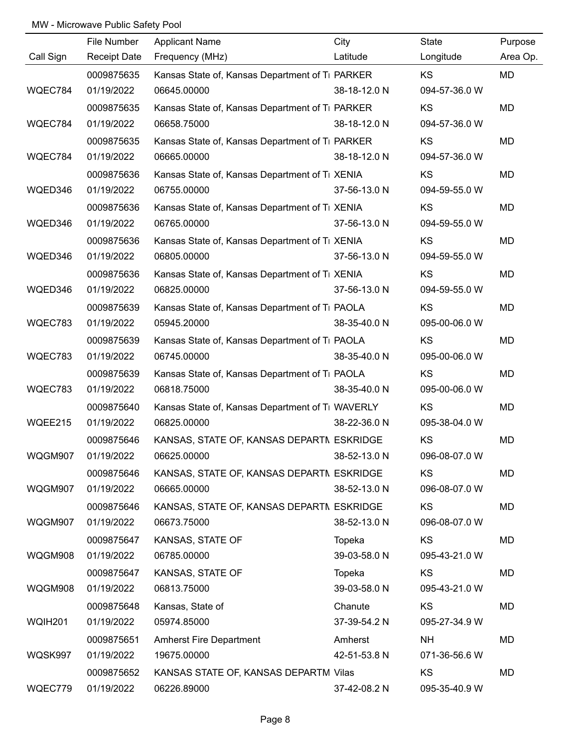MW - Microwave Public Safety Pool

| Call Sign | File Number / Receipt Date | Applicant Name / Frequency (MHz) | City / Latitude | State / Longitude | Purpose / Area Op. |
|---|---|---|---|---|---|
| | 0009875635 | Kansas State of, Kansas Department of Tı | PARKER | KS | MD |
| WQEC784 | 01/19/2022 | 06645.00000 | 38-18-12.0 N | 094-57-36.0 W | |
| | 0009875635 | Kansas State of, Kansas Department of Tı | PARKER | KS | MD |
| WQEC784 | 01/19/2022 | 06658.75000 | 38-18-12.0 N | 094-57-36.0 W | |
| | 0009875635 | Kansas State of, Kansas Department of Tı | PARKER | KS | MD |
| WQEC784 | 01/19/2022 | 06665.00000 | 38-18-12.0 N | 094-57-36.0 W | |
| | 0009875636 | Kansas State of, Kansas Department of Tı | XENIA | KS | MD |
| WQED346 | 01/19/2022 | 06755.00000 | 37-56-13.0 N | 094-59-55.0 W | |
| | 0009875636 | Kansas State of, Kansas Department of Tı | XENIA | KS | MD |
| WQED346 | 01/19/2022 | 06765.00000 | 37-56-13.0 N | 094-59-55.0 W | |
| | 0009875636 | Kansas State of, Kansas Department of Tı | XENIA | KS | MD |
| WQED346 | 01/19/2022 | 06805.00000 | 37-56-13.0 N | 094-59-55.0 W | |
| | 0009875636 | Kansas State of, Kansas Department of Tı | XENIA | KS | MD |
| WQED346 | 01/19/2022 | 06825.00000 | 37-56-13.0 N | 094-59-55.0 W | |
| | 0009875639 | Kansas State of, Kansas Department of Tı | PAOLA | KS | MD |
| WQEC783 | 01/19/2022 | 05945.20000 | 38-35-40.0 N | 095-00-06.0 W | |
| | 0009875639 | Kansas State of, Kansas Department of Tı | PAOLA | KS | MD |
| WQEC783 | 01/19/2022 | 06745.00000 | 38-35-40.0 N | 095-00-06.0 W | |
| | 0009875639 | Kansas State of, Kansas Department of Tı | PAOLA | KS | MD |
| WQEC783 | 01/19/2022 | 06818.75000 | 38-35-40.0 N | 095-00-06.0 W | |
| | 0009875640 | Kansas State of, Kansas Department of Tı | WAVERLY | KS | MD |
| WQEE215 | 01/19/2022 | 06825.00000 | 38-22-36.0 N | 095-38-04.0 W | |
| | 0009875646 | KANSAS, STATE OF, KANSAS DEPARTI | ESKRIDGE | KS | MD |
| WQGM907 | 01/19/2022 | 06625.00000 | 38-52-13.0 N | 096-08-07.0 W | |
| | 0009875646 | KANSAS, STATE OF, KANSAS DEPARTI | ESKRIDGE | KS | MD |
| WQGM907 | 01/19/2022 | 06665.00000 | 38-52-13.0 N | 096-08-07.0 W | |
| | 0009875646 | KANSAS, STATE OF, KANSAS DEPARTI | ESKRIDGE | KS | MD |
| WQGM907 | 01/19/2022 | 06673.75000 | 38-52-13.0 N | 096-08-07.0 W | |
| | 0009875647 | KANSAS, STATE OF | Topeka | KS | MD |
| WQGM908 | 01/19/2022 | 06785.00000 | 39-03-58.0 N | 095-43-21.0 W | |
| | 0009875647 | KANSAS, STATE OF | Topeka | KS | MD |
| WQGM908 | 01/19/2022 | 06813.75000 | 39-03-58.0 N | 095-43-21.0 W | |
| | 0009875648 | Kansas, State of | Chanute | KS | MD |
| WQIH201 | 01/19/2022 | 05974.85000 | 37-39-54.2 N | 095-27-34.9 W | |
| | 0009875651 | Amherst Fire Department | Amherst | NH | MD |
| WQSK997 | 01/19/2022 | 19675.00000 | 42-51-53.8 N | 071-36-56.6 W | |
| | 0009875652 | KANSAS STATE OF, KANSAS DEPARTM | Vilas | KS | MD |
| WQEC779 | 01/19/2022 | 06226.89000 | 37-42-08.2 N | 095-35-40.9 W | |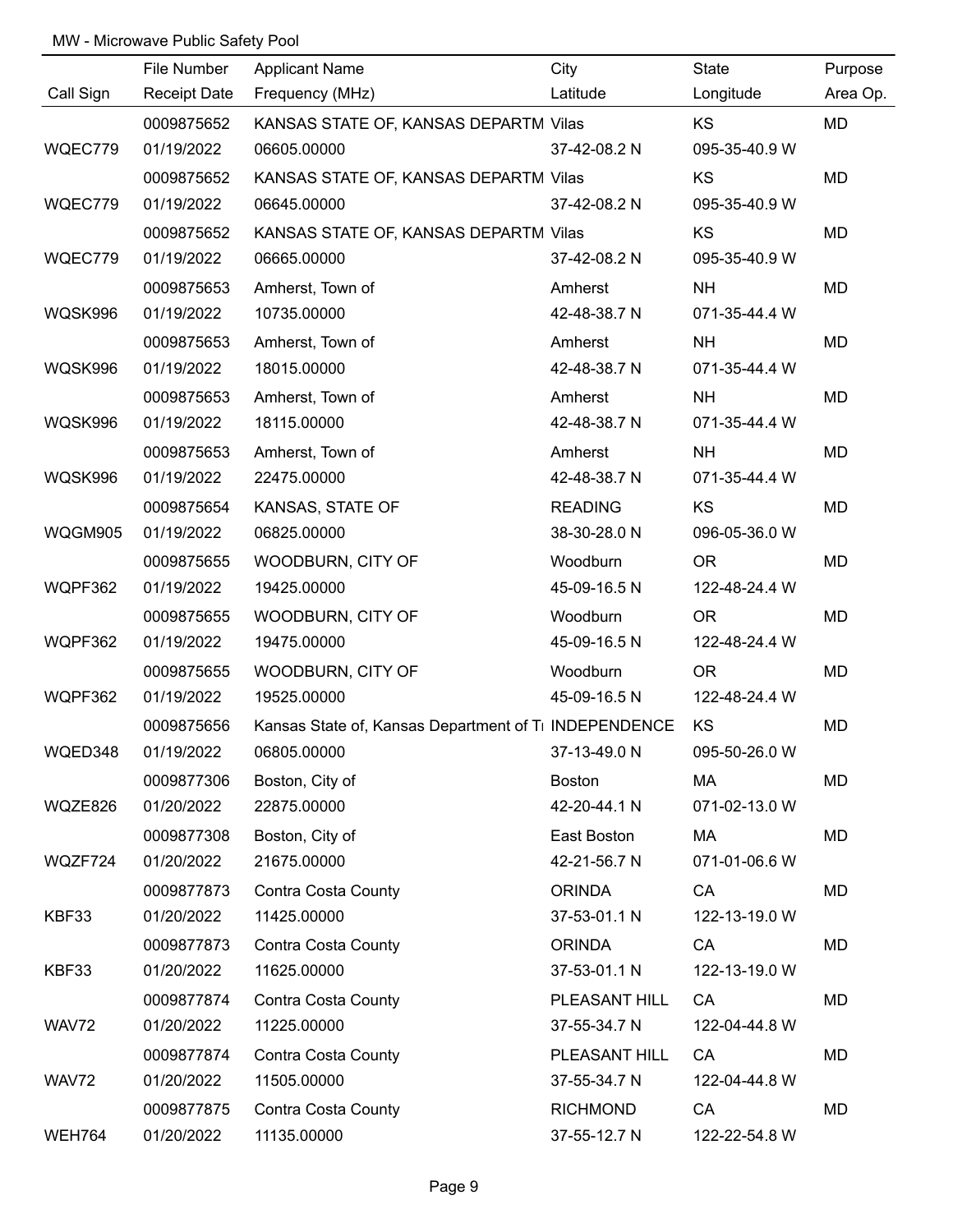MW - Microwave Public Safety Pool

| Call Sign | File Number<br>Receipt Date | Applicant Name<br>Frequency (MHz) | City<br>Latitude | State<br>Longitude | Purpose<br>Area Op. |
|---|---|---|---|---|---|
| WQEC779 | 0009875652<br>01/19/2022 | KANSAS STATE OF, KANSAS DEPARTM<br>06605.00000 | Vilas<br>37-42-08.2 N | KS<br>095-35-40.9 W | MD |
| WQEC779 | 0009875652<br>01/19/2022 | KANSAS STATE OF, KANSAS DEPARTM<br>06645.00000 | Vilas<br>37-42-08.2 N | KS<br>095-35-40.9 W | MD |
| WQEC779 | 0009875652<br>01/19/2022 | KANSAS STATE OF, KANSAS DEPARTM<br>06665.00000 | Vilas<br>37-42-08.2 N | KS<br>095-35-40.9 W | MD |
| WQSK996 | 0009875653<br>01/19/2022 | Amherst, Town of<br>10735.00000 | Amherst<br>42-48-38.7 N | NH<br>071-35-44.4 W | MD |
| WQSK996 | 0009875653<br>01/19/2022 | Amherst, Town of<br>18015.00000 | Amherst<br>42-48-38.7 N | NH<br>071-35-44.4 W | MD |
| WQSK996 | 0009875653<br>01/19/2022 | Amherst, Town of<br>18115.00000 | Amherst<br>42-48-38.7 N | NH<br>071-35-44.4 W | MD |
| WQSK996 | 0009875653<br>01/19/2022 | Amherst, Town of<br>22475.00000 | Amherst<br>42-48-38.7 N | NH<br>071-35-44.4 W | MD |
| WQGM905 | 0009875654<br>01/19/2022 | KANSAS, STATE OF<br>06825.00000 | READING<br>38-30-28.0 N | KS<br>096-05-36.0 W | MD |
| WQPF362 | 0009875655<br>01/19/2022 | WOODBURN, CITY OF<br>19425.00000 | Woodburn<br>45-09-16.5 N | OR<br>122-48-24.4 W | MD |
| WQPF362 | 0009875655<br>01/19/2022 | WOODBURN, CITY OF<br>19475.00000 | Woodburn<br>45-09-16.5 N | OR<br>122-48-24.4 W | MD |
| WQPF362 | 0009875655<br>01/19/2022 | WOODBURN, CITY OF<br>19525.00000 | Woodburn<br>45-09-16.5 N | OR<br>122-48-24.4 W | MD |
| WQED348 | 0009875656<br>01/19/2022 | Kansas State of, Kansas Department of Tr<br>06805.00000 | INDEPENDENCE<br>37-13-49.0 N | KS<br>095-50-26.0 W | MD |
| WQZE826 | 0009877306<br>01/20/2022 | Boston, City of<br>22875.00000 | Boston<br>42-20-44.1 N | MA<br>071-02-13.0 W | MD |
| WQZF724 | 0009877308<br>01/20/2022 | Boston, City of<br>21675.00000 | East Boston<br>42-21-56.7 N | MA<br>071-01-06.6 W | MD |
| KBF33 | 0009877873<br>01/20/2022 | Contra Costa County<br>11425.00000 | ORINDA<br>37-53-01.1 N | CA<br>122-13-19.0 W | MD |
| KBF33 | 0009877873<br>01/20/2022 | Contra Costa County<br>11625.00000 | ORINDA<br>37-53-01.1 N | CA<br>122-13-19.0 W | MD |
| WAV72 | 0009877874<br>01/20/2022 | Contra Costa County<br>11225.00000 | PLEASANT HILL<br>37-55-34.7 N | CA<br>122-04-44.8 W | MD |
| WAV72 | 0009877874<br>01/20/2022 | Contra Costa County<br>11505.00000 | PLEASANT HILL<br>37-55-34.7 N | CA<br>122-04-44.8 W | MD |
| WEH764 | 0009877875<br>01/20/2022 | Contra Costa County<br>11135.00000 | RICHMOND<br>37-55-12.7 N | CA<br>122-22-54.8 W | MD |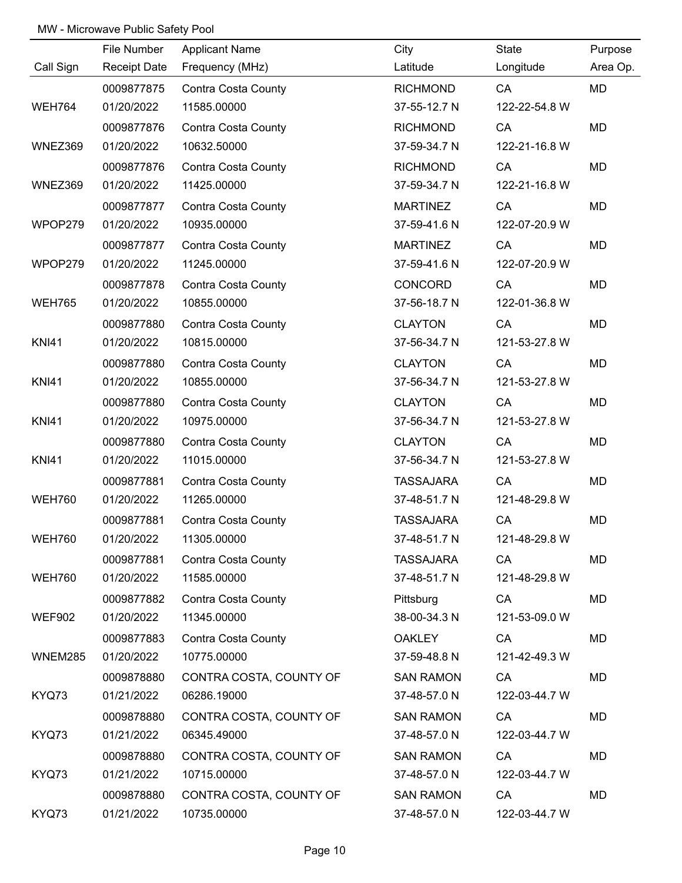MW - Microwave Public Safety Pool

| Call Sign | File Number / Receipt Date | Applicant Name / Frequency (MHz) | City / Latitude | State / Longitude | Purpose / Area Op. |
|---|---|---|---|---|---|
| | 0009877875 | Contra Costa County | RICHMOND | CA | MD |
| WEH764 | 01/20/2022 | 11585.00000 | 37-55-12.7 N | 122-22-54.8 W | |
| | 0009877876 | Contra Costa County | RICHMOND | CA | MD |
| WNEZ369 | 01/20/2022 | 10632.50000 | 37-59-34.7 N | 122-21-16.8 W | |
| | 0009877876 | Contra Costa County | RICHMOND | CA | MD |
| WNEZ369 | 01/20/2022 | 11425.00000 | 37-59-34.7 N | 122-21-16.8 W | |
| | 0009877877 | Contra Costa County | MARTINEZ | CA | MD |
| WPOP279 | 01/20/2022 | 10935.00000 | 37-59-41.6 N | 122-07-20.9 W | |
| | 0009877877 | Contra Costa County | MARTINEZ | CA | MD |
| WPOP279 | 01/20/2022 | 11245.00000 | 37-59-41.6 N | 122-07-20.9 W | |
| | 0009877878 | Contra Costa County | CONCORD | CA | MD |
| WEH765 | 01/20/2022 | 10855.00000 | 37-56-18.7 N | 122-01-36.8 W | |
| | 0009877880 | Contra Costa County | CLAYTON | CA | MD |
| KNI41 | 01/20/2022 | 10815.00000 | 37-56-34.7 N | 121-53-27.8 W | |
| | 0009877880 | Contra Costa County | CLAYTON | CA | MD |
| KNI41 | 01/20/2022 | 10855.00000 | 37-56-34.7 N | 121-53-27.8 W | |
| | 0009877880 | Contra Costa County | CLAYTON | CA | MD |
| KNI41 | 01/20/2022 | 10975.00000 | 37-56-34.7 N | 121-53-27.8 W | |
| | 0009877880 | Contra Costa County | CLAYTON | CA | MD |
| KNI41 | 01/20/2022 | 11015.00000 | 37-56-34.7 N | 121-53-27.8 W | |
| | 0009877881 | Contra Costa County | TASSAJARA | CA | MD |
| WEH760 | 01/20/2022 | 11265.00000 | 37-48-51.7 N | 121-48-29.8 W | |
| | 0009877881 | Contra Costa County | TASSAJARA | CA | MD |
| WEH760 | 01/20/2022 | 11305.00000 | 37-48-51.7 N | 121-48-29.8 W | |
| | 0009877881 | Contra Costa County | TASSAJARA | CA | MD |
| WEH760 | 01/20/2022 | 11585.00000 | 37-48-51.7 N | 121-48-29.8 W | |
| | 0009877882 | Contra Costa County | Pittsburg | CA | MD |
| WEF902 | 01/20/2022 | 11345.00000 | 38-00-34.3 N | 121-53-09.0 W | |
| | 0009877883 | Contra Costa County | OAKLEY | CA | MD |
| WNEM285 | 01/20/2022 | 10775.00000 | 37-59-48.8 N | 121-42-49.3 W | |
| | 0009878880 | CONTRA COSTA, COUNTY OF | SAN RAMON | CA | MD |
| KYQ73 | 01/21/2022 | 06286.19000 | 37-48-57.0 N | 122-03-44.7 W | |
| | 0009878880 | CONTRA COSTA, COUNTY OF | SAN RAMON | CA | MD |
| KYQ73 | 01/21/2022 | 06345.49000 | 37-48-57.0 N | 122-03-44.7 W | |
| | 0009878880 | CONTRA COSTA, COUNTY OF | SAN RAMON | CA | MD |
| KYQ73 | 01/21/2022 | 10715.00000 | 37-48-57.0 N | 122-03-44.7 W | |
| | 0009878880 | CONTRA COSTA, COUNTY OF | SAN RAMON | CA | MD |
| KYQ73 | 01/21/2022 | 10735.00000 | 37-48-57.0 N | 122-03-44.7 W | |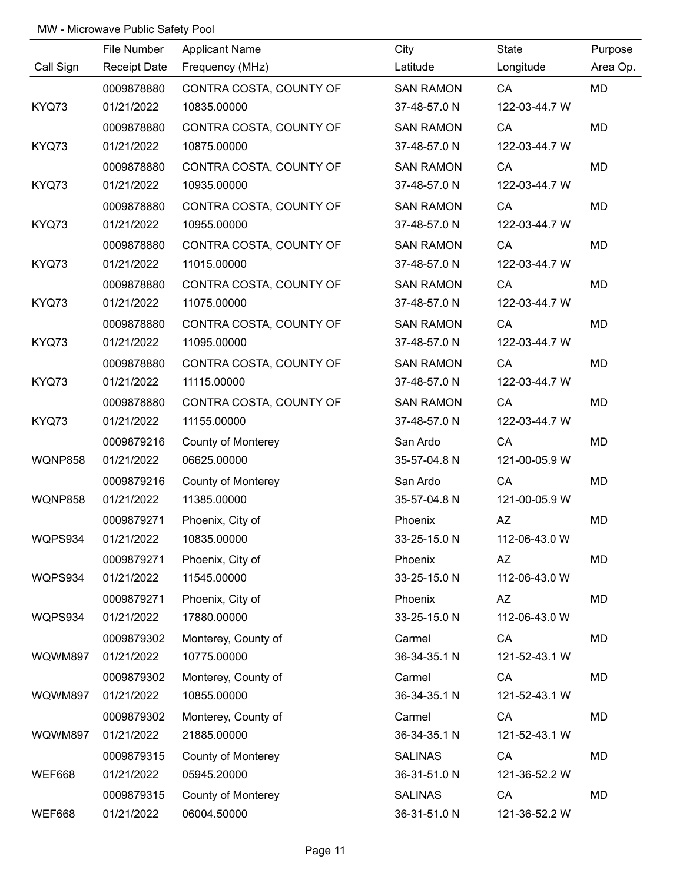MW - Microwave Public Safety Pool

| Call Sign | File Number<br>Receipt Date | Applicant Name<br>Frequency (MHz) | City<br>Latitude | State<br>Longitude | Purpose<br>Area Op. |
|---|---|---|---|---|---|
| KYQ73 | 0009878880<br>01/21/2022 | CONTRA COSTA, COUNTY OF<br>10835.00000 | SAN RAMON<br>37-48-57.0 N | CA<br>122-03-44.7 W | MD |
| KYQ73 | 0009878880<br>01/21/2022 | CONTRA COSTA, COUNTY OF<br>10875.00000 | SAN RAMON<br>37-48-57.0 N | CA<br>122-03-44.7 W | MD |
| KYQ73 | 0009878880<br>01/21/2022 | CONTRA COSTA, COUNTY OF<br>10935.00000 | SAN RAMON<br>37-48-57.0 N | CA<br>122-03-44.7 W | MD |
| KYQ73 | 0009878880<br>01/21/2022 | CONTRA COSTA, COUNTY OF<br>10955.00000 | SAN RAMON<br>37-48-57.0 N | CA<br>122-03-44.7 W | MD |
| KYQ73 | 0009878880<br>01/21/2022 | CONTRA COSTA, COUNTY OF<br>11015.00000 | SAN RAMON<br>37-48-57.0 N | CA<br>122-03-44.7 W | MD |
| KYQ73 | 0009878880<br>01/21/2022 | CONTRA COSTA, COUNTY OF<br>11075.00000 | SAN RAMON<br>37-48-57.0 N | CA<br>122-03-44.7 W | MD |
| KYQ73 | 0009878880<br>01/21/2022 | CONTRA COSTA, COUNTY OF<br>11095.00000 | SAN RAMON<br>37-48-57.0 N | CA<br>122-03-44.7 W | MD |
| KYQ73 | 0009878880<br>01/21/2022 | CONTRA COSTA, COUNTY OF<br>11115.00000 | SAN RAMON<br>37-48-57.0 N | CA<br>122-03-44.7 W | MD |
| KYQ73 | 0009878880<br>01/21/2022 | CONTRA COSTA, COUNTY OF<br>11155.00000 | SAN RAMON<br>37-48-57.0 N | CA<br>122-03-44.7 W | MD |
| WQNP858 | 0009879216<br>01/21/2022 | County of Monterey<br>06625.00000 | San Ardo<br>35-57-04.8 N | CA<br>121-00-05.9 W | MD |
| WQNP858 | 0009879216<br>01/21/2022 | County of Monterey<br>11385.00000 | San Ardo<br>35-57-04.8 N | CA<br>121-00-05.9 W | MD |
| WQPS934 | 0009879271<br>01/21/2022 | Phoenix, City of<br>10835.00000 | Phoenix<br>33-25-15.0 N | AZ<br>112-06-43.0 W | MD |
| WQPS934 | 0009879271<br>01/21/2022 | Phoenix, City of<br>11545.00000 | Phoenix<br>33-25-15.0 N | AZ<br>112-06-43.0 W | MD |
| WQPS934 | 0009879271<br>01/21/2022 | Phoenix, City of<br>17880.00000 | Phoenix<br>33-25-15.0 N | AZ<br>112-06-43.0 W | MD |
| WQWM897 | 0009879302<br>01/21/2022 | Monterey, County of<br>10775.00000 | Carmel<br>36-34-35.1 N | CA<br>121-52-43.1 W | MD |
| WQWM897 | 0009879302<br>01/21/2022 | Monterey, County of<br>10855.00000 | Carmel<br>36-34-35.1 N | CA<br>121-52-43.1 W | MD |
| WQWM897 | 0009879302<br>01/21/2022 | Monterey, County of<br>21885.00000 | Carmel<br>36-34-35.1 N | CA<br>121-52-43.1 W | MD |
| WEF668 | 0009879315<br>01/21/2022 | County of Monterey<br>05945.20000 | SALINAS<br>36-31-51.0 N | CA<br>121-36-52.2 W | MD |
| WEF668 | 0009879315<br>01/21/2022 | County of Monterey<br>06004.50000 | SALINAS<br>36-31-51.0 N | CA<br>121-36-52.2 W | MD |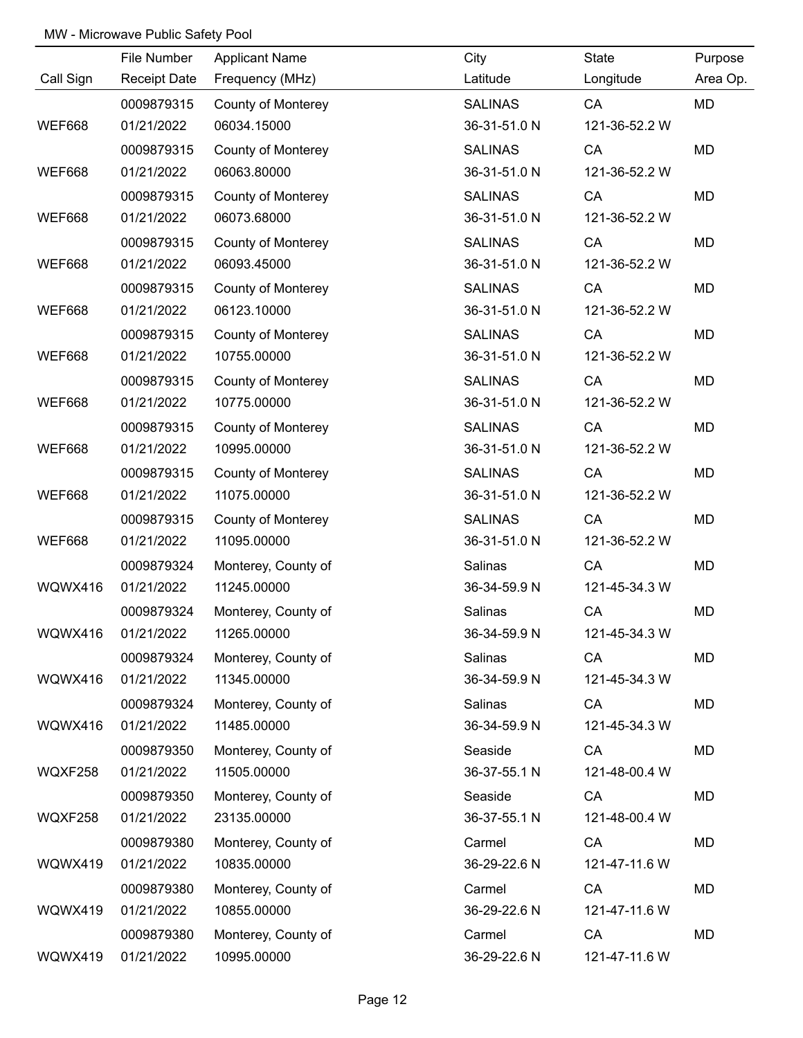MW - Microwave Public Safety Pool

| Call Sign | File Number<br>Receipt Date | Applicant Name<br>Frequency (MHz) | City<br>Latitude | State<br>Longitude | Purpose<br>Area Op. |
|---|---|---|---|---|---|
| WEF668 | 0009879315<br>01/21/2022 | County of Monterey<br>06034.15000 | SALINAS<br>36-31-51.0 N | CA<br>121-36-52.2 W | MD |
| WEF668 | 0009879315<br>01/21/2022 | County of Monterey<br>06063.80000 | SALINAS<br>36-31-51.0 N | CA<br>121-36-52.2 W | MD |
| WEF668 | 0009879315<br>01/21/2022 | County of Monterey<br>06073.68000 | SALINAS<br>36-31-51.0 N | CA<br>121-36-52.2 W | MD |
| WEF668 | 0009879315<br>01/21/2022 | County of Monterey<br>06093.45000 | SALINAS<br>36-31-51.0 N | CA<br>121-36-52.2 W | MD |
| WEF668 | 0009879315<br>01/21/2022 | County of Monterey<br>06123.10000 | SALINAS<br>36-31-51.0 N | CA<br>121-36-52.2 W | MD |
| WEF668 | 0009879315<br>01/21/2022 | County of Monterey<br>10755.00000 | SALINAS<br>36-31-51.0 N | CA<br>121-36-52.2 W | MD |
| WEF668 | 0009879315<br>01/21/2022 | County of Monterey<br>10775.00000 | SALINAS<br>36-31-51.0 N | CA<br>121-36-52.2 W | MD |
| WEF668 | 0009879315<br>01/21/2022 | County of Monterey<br>10995.00000 | SALINAS<br>36-31-51.0 N | CA<br>121-36-52.2 W | MD |
| WEF668 | 0009879315<br>01/21/2022 | County of Monterey<br>11075.00000 | SALINAS<br>36-31-51.0 N | CA<br>121-36-52.2 W | MD |
| WEF668 | 0009879315<br>01/21/2022 | County of Monterey<br>11095.00000 | SALINAS<br>36-31-51.0 N | CA<br>121-36-52.2 W | MD |
| WQWX416 | 0009879324<br>01/21/2022 | Monterey, County of<br>11245.00000 | Salinas<br>36-34-59.9 N | CA<br>121-45-34.3 W | MD |
| WQWX416 | 0009879324<br>01/21/2022 | Monterey, County of<br>11265.00000 | Salinas<br>36-34-59.9 N | CA<br>121-45-34.3 W | MD |
| WQWX416 | 0009879324<br>01/21/2022 | Monterey, County of<br>11345.00000 | Salinas<br>36-34-59.9 N | CA<br>121-45-34.3 W | MD |
| WQWX416 | 0009879324<br>01/21/2022 | Monterey, County of<br>11485.00000 | Salinas<br>36-34-59.9 N | CA<br>121-45-34.3 W | MD |
| WQXF258 | 0009879350<br>01/21/2022 | Monterey, County of<br>11505.00000 | Seaside<br>36-37-55.1 N | CA<br>121-48-00.4 W | MD |
| WQXF258 | 0009879350<br>01/21/2022 | Monterey, County of<br>23135.00000 | Seaside<br>36-37-55.1 N | CA<br>121-48-00.4 W | MD |
| WQWX419 | 0009879380<br>01/21/2022 | Monterey, County of<br>10835.00000 | Carmel<br>36-29-22.6 N | CA<br>121-47-11.6 W | MD |
| WQWX419 | 0009879380<br>01/21/2022 | Monterey, County of<br>10855.00000 | Carmel<br>36-29-22.6 N | CA<br>121-47-11.6 W | MD |
| WQWX419 | 0009879380<br>01/21/2022 | Monterey, County of<br>10995.00000 | Carmel<br>36-29-22.6 N | CA<br>121-47-11.6 W | MD |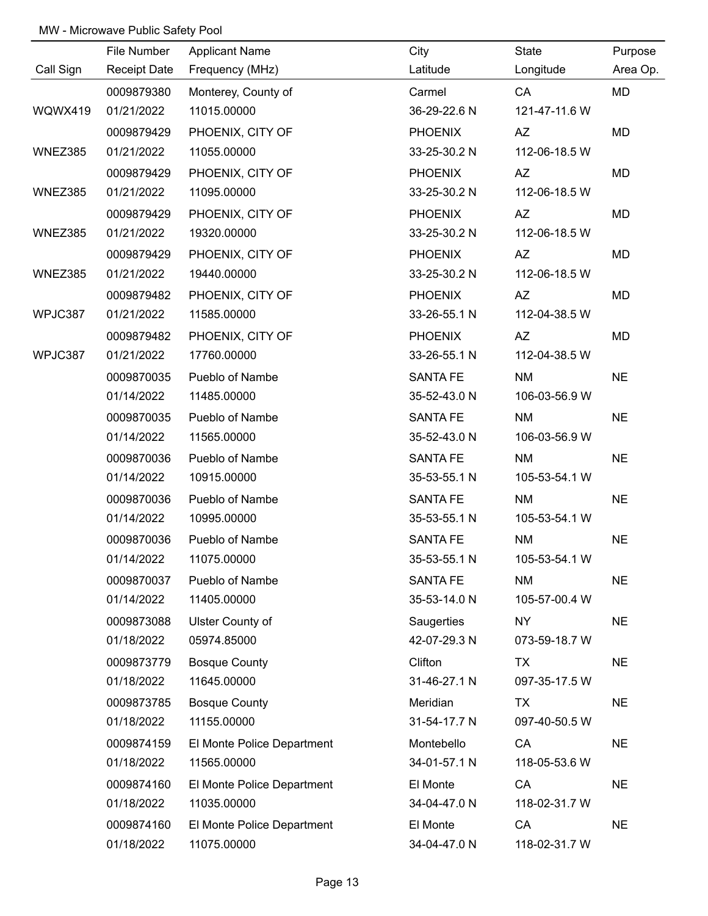MW - Microwave Public Safety Pool

| Call Sign | File Number / Receipt Date | Applicant Name / Frequency (MHz) | City / Latitude | State / Longitude | Purpose / Area Op. |
|---|---|---|---|---|---|
| WQWX419 | 0009879380 / 01/21/2022 | Monterey, County of / 11015.00000 | Carmel / 36-29-22.6 N | CA / 121-47-11.6 W | MD |
| WNEZ385 | 0009879429 / 01/21/2022 | PHOENIX, CITY OF / 11055.00000 | PHOENIX / 33-25-30.2 N | AZ / 112-06-18.5 W | MD |
| WNEZ385 | 0009879429 / 01/21/2022 | PHOENIX, CITY OF / 11095.00000 | PHOENIX / 33-25-30.2 N | AZ / 112-06-18.5 W | MD |
| WNEZ385 | 0009879429 / 01/21/2022 | PHOENIX, CITY OF / 19320.00000 | PHOENIX / 33-25-30.2 N | AZ / 112-06-18.5 W | MD |
| WNEZ385 | 0009879429 / 01/21/2022 | PHOENIX, CITY OF / 19440.00000 | PHOENIX / 33-25-30.2 N | AZ / 112-06-18.5 W | MD |
| WPJC387 | 0009879482 / 01/21/2022 | PHOENIX, CITY OF / 11585.00000 | PHOENIX / 33-26-55.1 N | AZ / 112-04-38.5 W | MD |
| WPJC387 | 0009879482 / 01/21/2022 | PHOENIX, CITY OF / 17760.00000 | PHOENIX / 33-26-55.1 N | AZ / 112-04-38.5 W | MD |
| | 0009870035 / 01/14/2022 | Pueblo of Nambe / 11485.00000 | SANTA FE / 35-52-43.0 N | NM / 106-03-56.9 W | NE |
| | 0009870035 / 01/14/2022 | Pueblo of Nambe / 11565.00000 | SANTA FE / 35-52-43.0 N | NM / 106-03-56.9 W | NE |
| | 0009870036 / 01/14/2022 | Pueblo of Nambe / 10915.00000 | SANTA FE / 35-53-55.1 N | NM / 105-53-54.1 W | NE |
| | 0009870036 / 01/14/2022 | Pueblo of Nambe / 10995.00000 | SANTA FE / 35-53-55.1 N | NM / 105-53-54.1 W | NE |
| | 0009870036 / 01/14/2022 | Pueblo of Nambe / 11075.00000 | SANTA FE / 35-53-55.1 N | NM / 105-53-54.1 W | NE |
| | 0009870037 / 01/14/2022 | Pueblo of Nambe / 11405.00000 | SANTA FE / 35-53-14.0 N | NM / 105-57-00.4 W | NE |
| | 0009873088 / 01/18/2022 | Ulster County of / 05974.85000 | Saugerties / 42-07-29.3 N | NY / 073-59-18.7 W | NE |
| | 0009873779 / 01/18/2022 | Bosque County / 11645.00000 | Clifton / 31-46-27.1 N | TX / 097-35-17.5 W | NE |
| | 0009873785 / 01/18/2022 | Bosque County / 11155.00000 | Meridian / 31-54-17.7 N | TX / 097-40-50.5 W | NE |
| | 0009874159 / 01/18/2022 | El Monte Police Department / 11565.00000 | Montebello / 34-01-57.1 N | CA / 118-05-53.6 W | NE |
| | 0009874160 / 01/18/2022 | El Monte Police Department / 11035.00000 | El Monte / 34-04-47.0 N | CA / 118-02-31.7 W | NE |
| | 0009874160 / 01/18/2022 | El Monte Police Department / 11075.00000 | El Monte / 34-04-47.0 N | CA / 118-02-31.7 W | NE |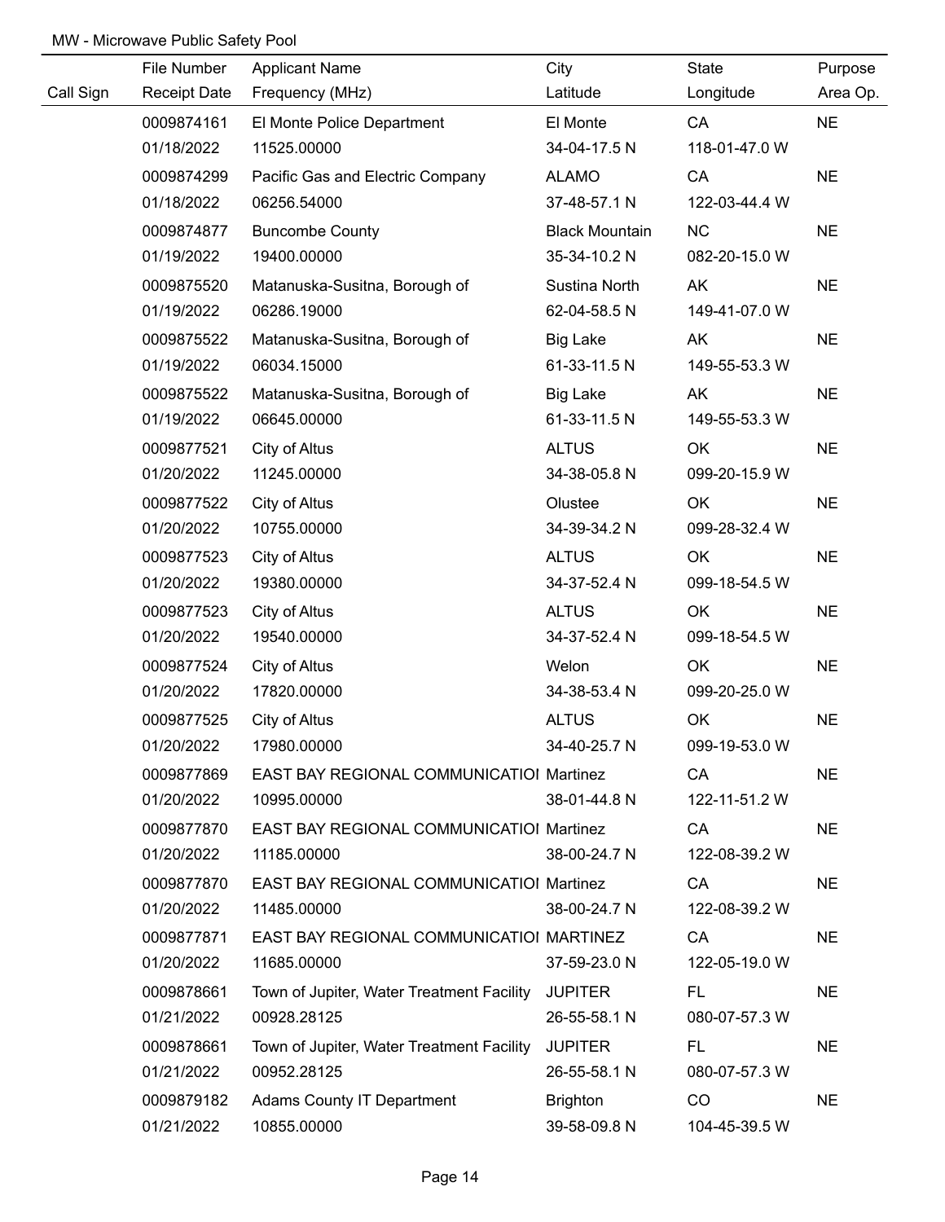MW - Microwave Public Safety Pool

| Call Sign | File Number<br>Receipt Date | Applicant Name<br>Frequency (MHz) | City<br>Latitude | State<br>Longitude | Purpose<br>Area Op. |
|---|---|---|---|---|---|
| | 0009874161<br>01/18/2022 | El Monte Police Department<br>11525.00000 | El Monte<br>34-04-17.5 N | CA<br>118-01-47.0 W | NE |
| | 0009874299<br>01/18/2022 | Pacific Gas and Electric Company<br>06256.54000 | ALAMO<br>37-48-57.1 N | CA<br>122-03-44.4 W | NE |
| | 0009874877<br>01/19/2022 | Buncombe County<br>19400.00000 | Black Mountain<br>35-34-10.2 N | NC<br>082-20-15.0 W | NE |
| | 0009875520<br>01/19/2022 | Matanuska-Susitna, Borough of<br>06286.19000 | Sustina North<br>62-04-58.5 N | AK<br>149-41-07.0 W | NE |
| | 0009875522<br>01/19/2022 | Matanuska-Susitna, Borough of<br>06034.15000 | Big Lake<br>61-33-11.5 N | AK<br>149-55-53.3 W | NE |
| | 0009875522<br>01/19/2022 | Matanuska-Susitna, Borough of<br>06645.00000 | Big Lake<br>61-33-11.5 N | AK<br>149-55-53.3 W | NE |
| | 0009877521<br>01/20/2022 | City of Altus<br>11245.00000 | ALTUS<br>34-38-05.8 N | OK<br>099-20-15.9 W | NE |
| | 0009877522<br>01/20/2022 | City of Altus<br>10755.00000 | Olustee<br>34-39-34.2 N | OK<br>099-28-32.4 W | NE |
| | 0009877523<br>01/20/2022 | City of Altus<br>19380.00000 | ALTUS<br>34-37-52.4 N | OK<br>099-18-54.5 W | NE |
| | 0009877523<br>01/20/2022 | City of Altus<br>19540.00000 | ALTUS<br>34-37-52.4 N | OK<br>099-18-54.5 W | NE |
| | 0009877524<br>01/20/2022 | City of Altus<br>17820.00000 | Welon<br>34-38-53.4 N | OK<br>099-20-25.0 W | NE |
| | 0009877525<br>01/20/2022 | City of Altus<br>17980.00000 | ALTUS<br>34-40-25.7 N | OK<br>099-19-53.0 W | NE |
| | 0009877869<br>01/20/2022 | EAST BAY REGIONAL COMMUNICATIOI<br>10995.00000 | Martinez<br>38-01-44.8 N | CA<br>122-11-51.2 W | NE |
| | 0009877870<br>01/20/2022 | EAST BAY REGIONAL COMMUNICATIOI<br>11185.00000 | Martinez<br>38-00-24.7 N | CA<br>122-08-39.2 W | NE |
| | 0009877870<br>01/20/2022 | EAST BAY REGIONAL COMMUNICATIOI<br>11485.00000 | Martinez<br>38-00-24.7 N | CA<br>122-08-39.2 W | NE |
| | 0009877871<br>01/20/2022 | EAST BAY REGIONAL COMMUNICATIOI<br>11685.00000 | MARTINEZ<br>37-59-23.0 N | CA<br>122-05-19.0 W | NE |
| | 0009878661<br>01/21/2022 | Town of Jupiter, Water Treatment Facility<br>00928.28125 | JUPITER<br>26-55-58.1 N | FL<br>080-07-57.3 W | NE |
| | 0009878661<br>01/21/2022 | Town of Jupiter, Water Treatment Facility<br>00952.28125 | JUPITER<br>26-55-58.1 N | FL<br>080-07-57.3 W | NE |
| | 0009879182<br>01/21/2022 | Adams County IT Department<br>10855.00000 | Brighton<br>39-58-09.8 N | CO<br>104-45-39.5 W | NE |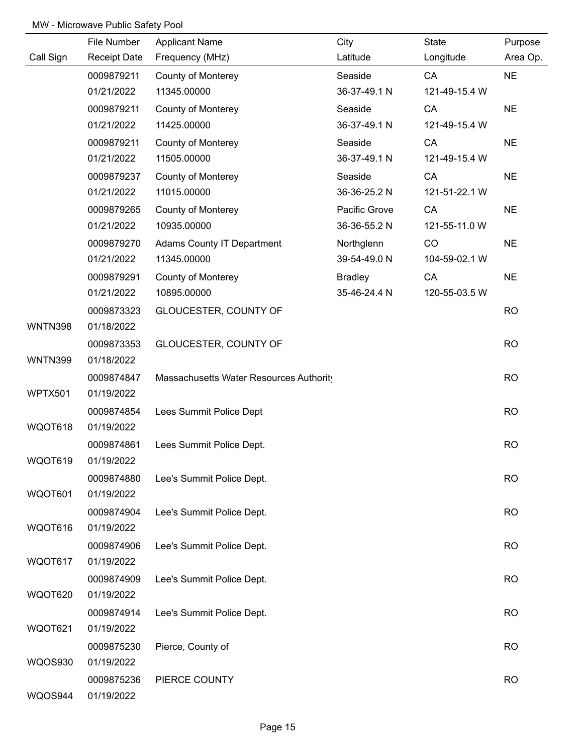MW - Microwave Public Safety Pool

| Call Sign | File Number / Receipt Date | Applicant Name / Frequency (MHz) | City / Latitude | State / Longitude | Purpose / Area Op. |
|---|---|---|---|---|---|
| | 0009879211<br>01/21/2022 | County of Monterey<br>11345.00000 | Seaside<br>36-37-49.1 N | CA<br>121-49-15.4 W | NE |
| | 0009879211<br>01/21/2022 | County of Monterey<br>11425.00000 | Seaside<br>36-37-49.1 N | CA<br>121-49-15.4 W | NE |
| | 0009879211<br>01/21/2022 | County of Monterey<br>11505.00000 | Seaside<br>36-37-49.1 N | CA<br>121-49-15.4 W | NE |
| | 0009879237<br>01/21/2022 | County of Monterey<br>11015.00000 | Seaside<br>36-36-25.2 N | CA<br>121-51-22.1 W | NE |
| | 0009879265<br>01/21/2022 | County of Monterey<br>10935.00000 | Pacific Grove<br>36-36-55.2 N | CA<br>121-55-11.0 W | NE |
| | 0009879270<br>01/21/2022 | Adams County IT Department<br>11345.00000 | Northglenn<br>39-54-49.0 N | CO<br>104-59-02.1 W | NE |
| | 0009879291<br>01/21/2022 | County of Monterey<br>10895.00000 | Bradley<br>35-46-24.4 N | CA<br>120-55-03.5 W | NE |
| WNTN398 | 0009873323<br>01/18/2022 | GLOUCESTER, COUNTY OF | | | RO |
| WNTN399 | 0009873353<br>01/18/2022 | GLOUCESTER, COUNTY OF | | | RO |
| WPTX501 | 0009874847<br>01/19/2022 | Massachusetts Water Resources Authority | | | RO |
| WQOT618 | 0009874854<br>01/19/2022 | Lees Summit Police Dept | | | RO |
| WQOT619 | 0009874861<br>01/19/2022 | Lees Summit Police Dept. | | | RO |
| WQOT601 | 0009874880<br>01/19/2022 | Lee's Summit Police Dept. | | | RO |
| WQOT616 | 0009874904<br>01/19/2022 | Lee's Summit Police Dept. | | | RO |
| WQOT617 | 0009874906<br>01/19/2022 | Lee's Summit Police Dept. | | | RO |
| WQOT620 | 0009874909<br>01/19/2022 | Lee's Summit Police Dept. | | | RO |
| WQOT621 | 0009874914<br>01/19/2022 | Lee's Summit Police Dept. | | | RO |
| WQOS930 | 0009875230<br>01/19/2022 | Pierce, County of | | | RO |
| WQOS944 | 0009875236<br>01/19/2022 | PIERCE COUNTY | | | RO |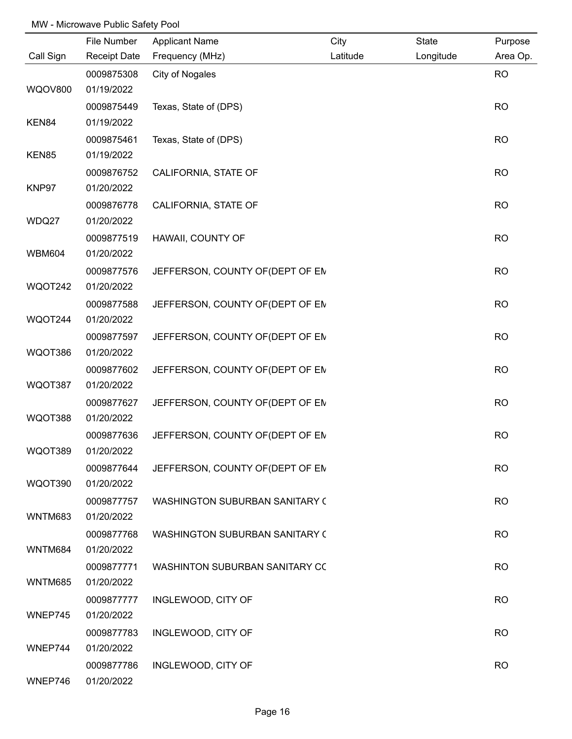MW - Microwave Public Safety Pool

| Call Sign | File Number / Receipt Date | Applicant Name / Frequency (MHz) | City / Latitude | State / Longitude | Purpose / Area Op. |
|---|---|---|---|---|---|
| WQOV800 | 0009875308 / 01/19/2022 | City of Nogales | | | RO |
| KEN84 | 0009875449 / 01/19/2022 | Texas, State of (DPS) | | | RO |
| KEN85 | 0009875461 / 01/19/2022 | Texas, State of (DPS) | | | RO |
| KNP97 | 0009876752 / 01/20/2022 | CALIFORNIA, STATE OF | | | RO |
| WDQ27 | 0009876778 / 01/20/2022 | CALIFORNIA, STATE OF | | | RO |
| WBM604 | 0009877519 / 01/20/2022 | HAWAII, COUNTY OF | | | RO |
| WQOT242 | 0009877576 / 01/20/2022 | JEFFERSON, COUNTY OF(DEPT OF EM | | | RO |
| WQOT244 | 0009877588 / 01/20/2022 | JEFFERSON, COUNTY OF(DEPT OF EM | | | RO |
| WQOT386 | 0009877597 / 01/20/2022 | JEFFERSON, COUNTY OF(DEPT OF EM | | | RO |
| WQOT387 | 0009877602 / 01/20/2022 | JEFFERSON, COUNTY OF(DEPT OF EM | | | RO |
| WQOT388 | 0009877627 / 01/20/2022 | JEFFERSON, COUNTY OF(DEPT OF EM | | | RO |
| WQOT389 | 0009877636 / 01/20/2022 | JEFFERSON, COUNTY OF(DEPT OF EM | | | RO |
| WQOT390 | 0009877644 / 01/20/2022 | JEFFERSON, COUNTY OF(DEPT OF EM | | | RO |
| WNTM683 | 0009877757 / 01/20/2022 | WASHINGTON SUBURBAN SANITARY C | | | RO |
| WNTM684 | 0009877768 / 01/20/2022 | WASHINGTON SUBURBAN SANITARY C | | | RO |
| WNTM685 | 0009877771 / 01/20/2022 | WASHINTON SUBURBAN SANITARY CC | | | RO |
| WNEP745 | 0009877777 / 01/20/2022 | INGLEWOOD, CITY OF | | | RO |
| WNEP744 | 0009877783 / 01/20/2022 | INGLEWOOD, CITY OF | | | RO |
| WNEP746 | 0009877786 / 01/20/2022 | INGLEWOOD, CITY OF | | | RO |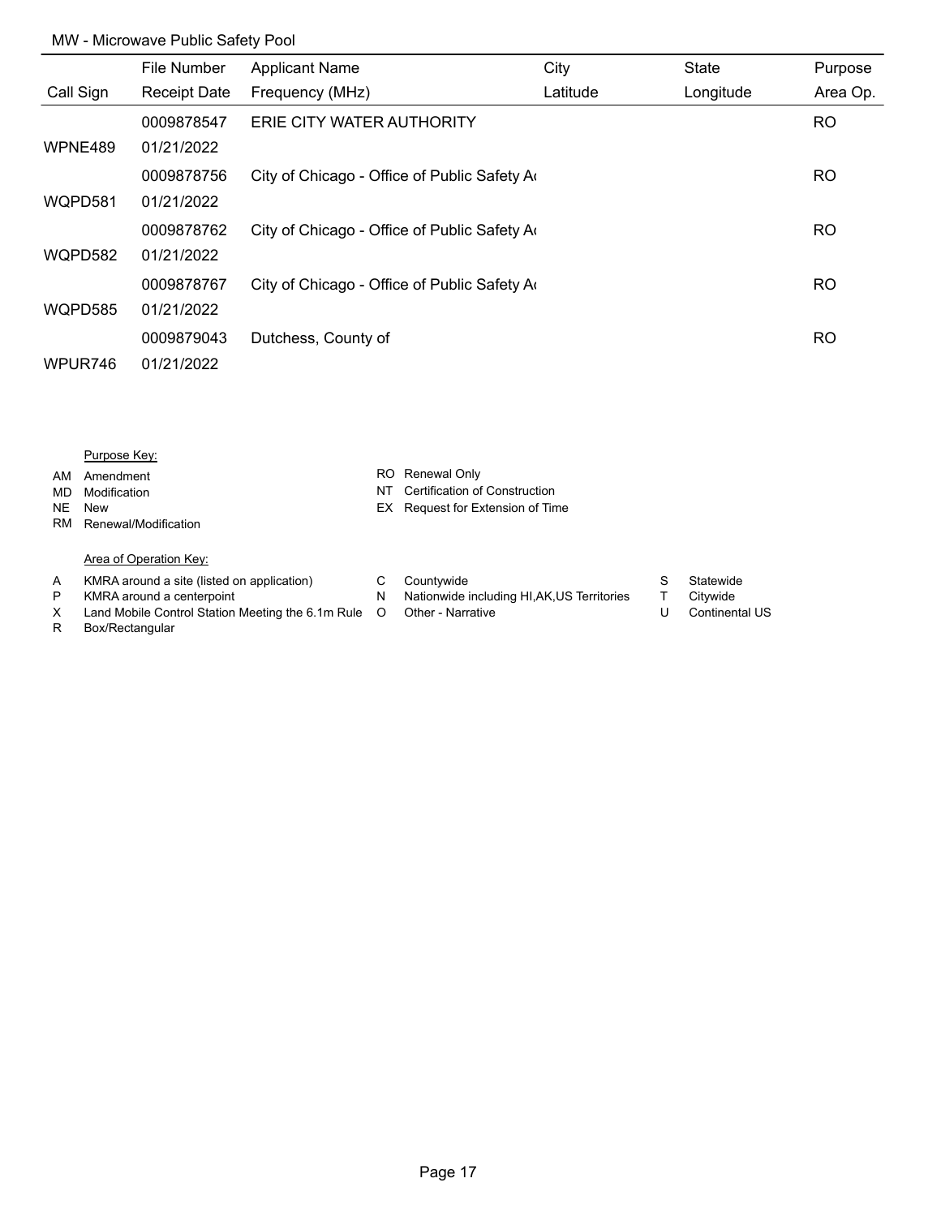## MW - Microwave Public Safety Pool

| | File Number | Applicant Name | City | State | Purpose |
|---|---|---|---|---|---|
| Call Sign | Receipt Date | Frequency (MHz) | Latitude | Longitude | Area Op. |
| | 0009878547 | ERIE CITY WATER AUTHORITY | | | RO |
| WPNE489 | 01/21/2022 | | | | |
| | 0009878756 | City of Chicago - Office of Public Safety Ad | | | RO |
| WQPD581 | 01/21/2022 | | | | |
| | 0009878762 | City of Chicago - Office of Public Safety Ad | | | RO |
| WQPD582 | 01/21/2022 | | | | |
| | 0009878767 | City of Chicago - Office of Public Safety Ad | | | RO |
| WQPD585 | 01/21/2022 | | | | |
| | 0009879043 | Dutchess, County of | | | RO |
| WPUR746 | 01/21/2022 | | | | |

Purpose Key:

- AM Amendment
- MD Modification
- NE New
- RM Renewal/Modification
- RO Renewal Only
- NT Certification of Construction
- EX Request for Extension of Time

Area of Operation Key:

- A KMRA around a site (listed on application)
- P KMRA around a centerpoint
- X Land Mobile Control Station Meeting the 6.1m Rule
- R Box/Rectangular
- C Countywide
- N Nationwide including HI,AK,US Territories
- O Other - Narrative
- S Statewide
- T Citywide
- U Continental US